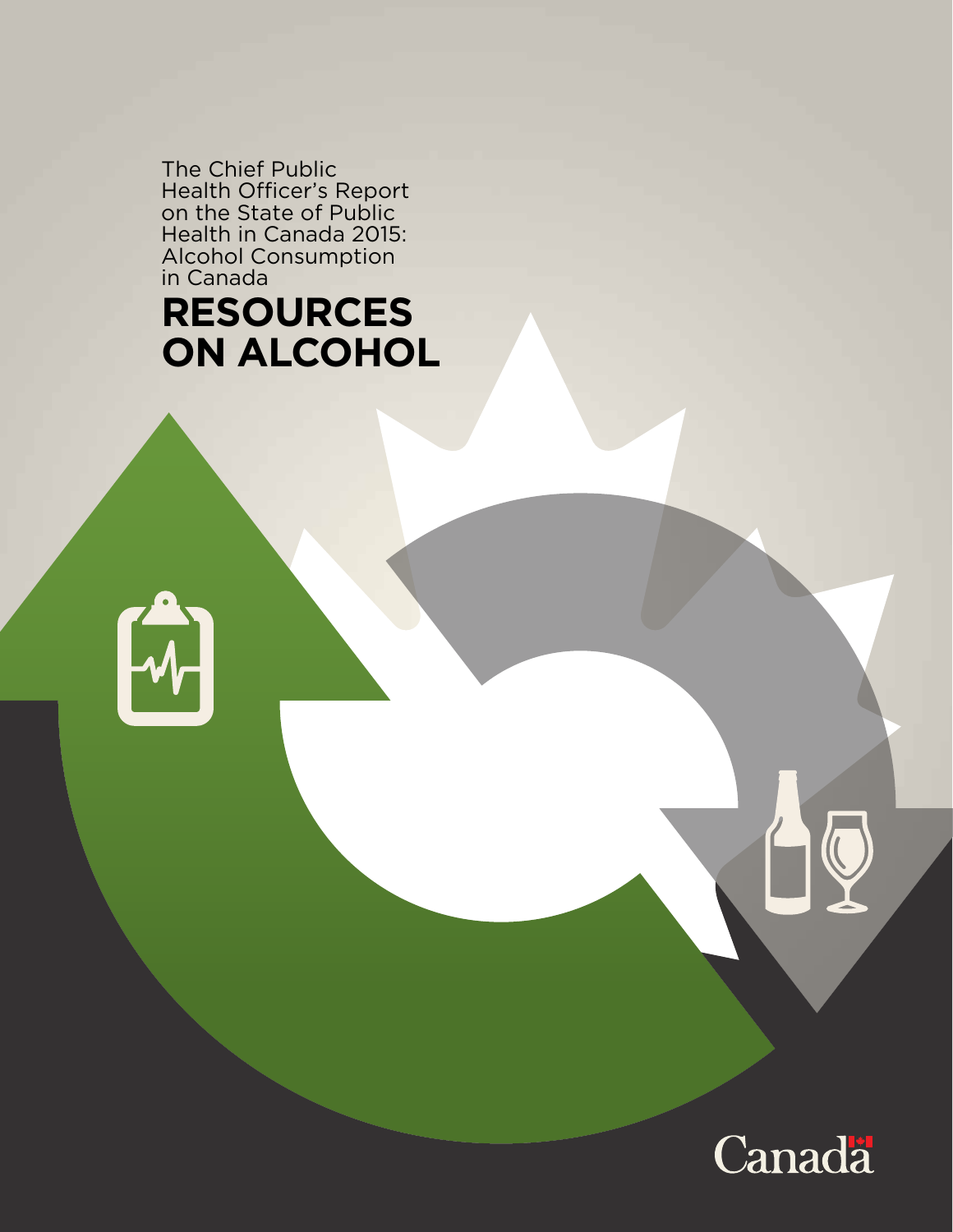The Chief Public Health Officer's Report on the State of Public Health in Canada 2015: Alcohol Consumption in Canada

# RESOURCES ON ALCOHOL

Canada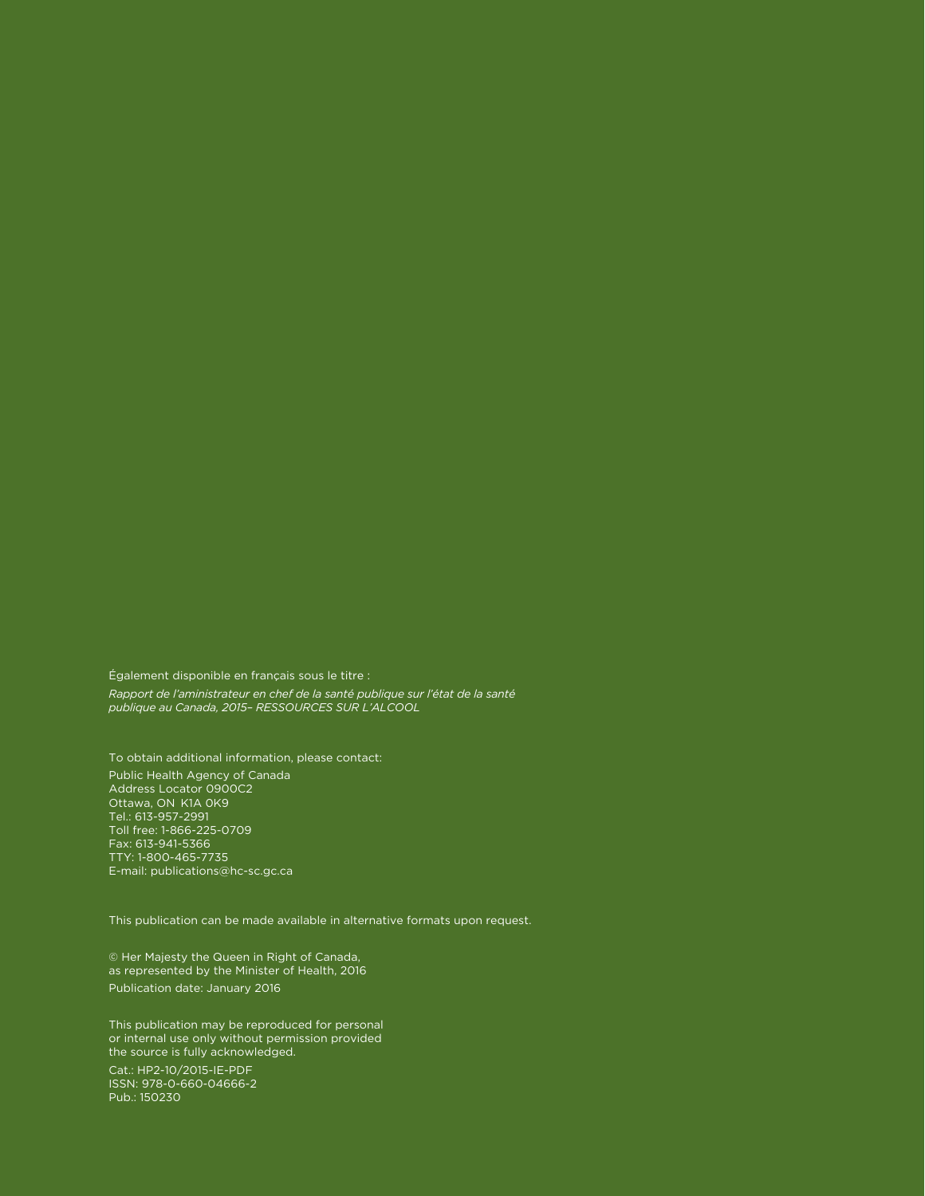Également disponible en français sous le titre :

*Rapport de l'aministrateur en chef de la santé publique sur l'état de la santé publique au Canada, 2015– RESSOURCES SUR L'ALCOOL*

To obtain additional information, please contact:

Public Health Agency of Canada
Address Locator 0900C2
Ottawa, ON K1A 0K9
Tel.: 613-957-2991
Toll free: 1-866-225-0709
Fax: 613-941-5366
TTY: 1-800-465-7735
E-mail: publications@hc-sc.gc.ca

This publication can be made available in alternative formats upon request.

© Her Majesty the Queen in Right of Canada,
as represented by the Minister of Health, 2016

Publication date: January 2016

This publication may be reproduced for personal or internal use only without permission provided the source is fully acknowledged.

Cat.: HP2-10/2015-IE-PDF
ISSN: 978-0-660-04666-2
Pub.: 150230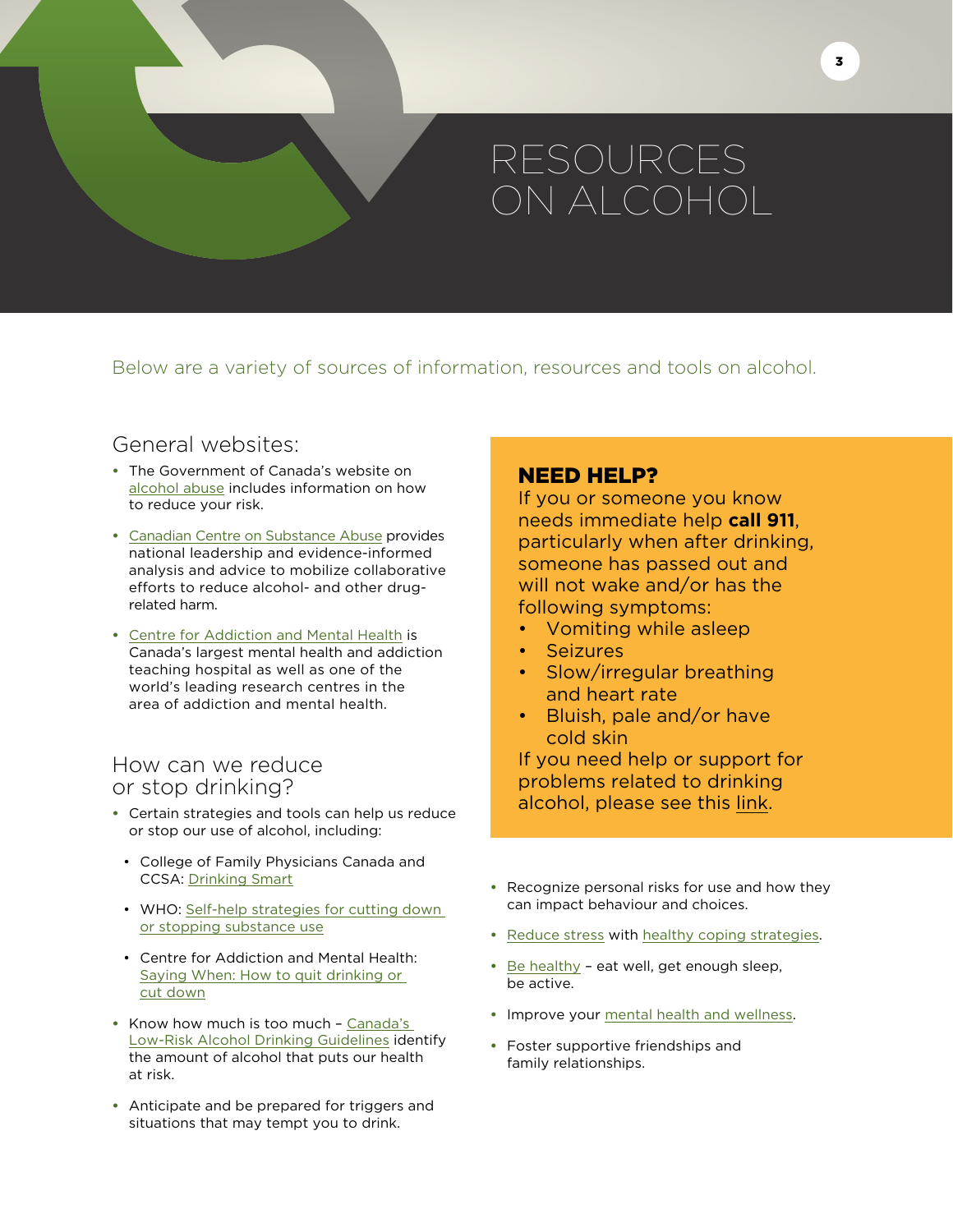# RESOURCES ON ALCOHOL

Below are a variety of sources of information, resources and tools on alcohol.

## General websites:

- The Government of Canada's website on alcohol abuse includes information on how to reduce your risk.
- Canadian Centre on Substance Abuse provides national leadership and evidence-informed analysis and advice to mobilize collaborative efforts to reduce alcohol- and other drug-related harm.
- Centre for Addiction and Mental Health is Canada's largest mental health and addiction teaching hospital as well as one of the world's leading research centres in the area of addiction and mental health.

## How can we reduce or stop drinking?

- Certain strategies and tools can help us reduce or stop our use of alcohol, including:
  - College of Family Physicians Canada and CCSA: Drinking Smart
  - WHO: Self-help strategies for cutting down or stopping substance use
  - Centre for Addiction and Mental Health: Saying When: How to quit drinking or cut down
- Know how much is too much – Canada's Low-Risk Alcohol Drinking Guidelines identify the amount of alcohol that puts our health at risk.
- Anticipate and be prepared for triggers and situations that may tempt you to drink.
- Recognize personal risks for use and how they can impact behaviour and choices.
- Reduce stress with healthy coping strategies.
- Be healthy – eat well, get enough sleep, be active.
- Improve your mental health and wellness.
- Foster supportive friendships and family relationships.

## NEED HELP?

If you or someone you know needs immediate help **call 911**, particularly when after drinking, someone has passed out and will not wake and/or has the following symptoms:

- Vomiting while asleep
- Seizures
- Slow/irregular breathing and heart rate
- Bluish, pale and/or have cold skin

If you need help or support for problems related to drinking alcohol, please see this link.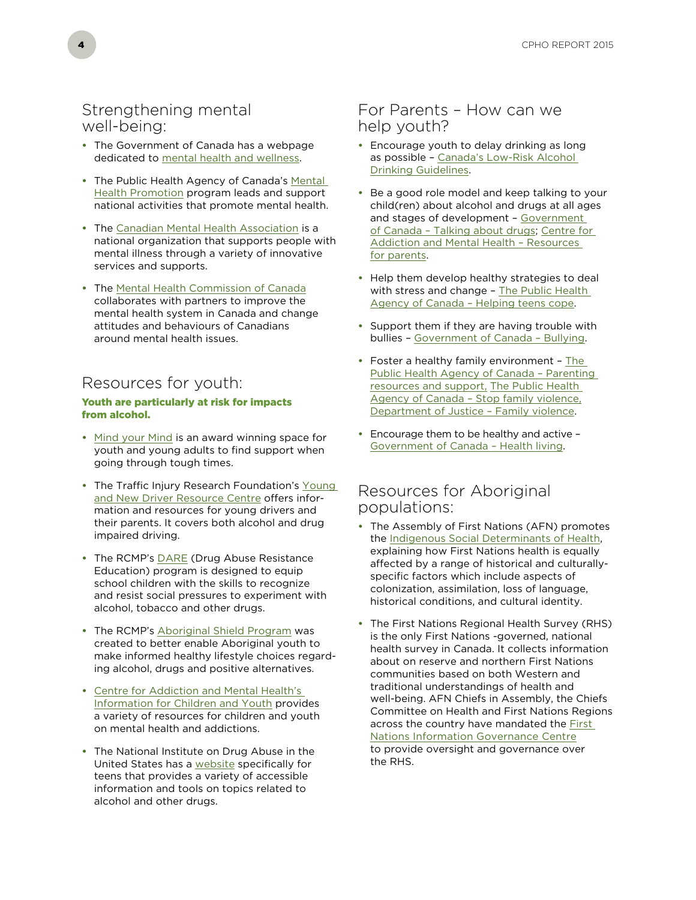## Strengthening mental well-being:

- The Government of Canada has a webpage dedicated to mental health and wellness.
- The Public Health Agency of Canada's Mental Health Promotion program leads and support national activities that promote mental health.
- The Canadian Mental Health Association is a national organization that supports people with mental illness through a variety of innovative services and supports.
- The Mental Health Commission of Canada collaborates with partners to improve the mental health system in Canada and change attitudes and behaviours of Canadians around mental health issues.

## Resources for youth:

**Youth are particularly at risk for impacts from alcohol.**

- Mind your Mind is an award winning space for youth and young adults to find support when going through tough times.
- The Traffic Injury Research Foundation's Young and New Driver Resource Centre offers information and resources for young drivers and their parents. It covers both alcohol and drug impaired driving.
- The RCMP's DARE (Drug Abuse Resistance Education) program is designed to equip school children with the skills to recognize and resist social pressures to experiment with alcohol, tobacco and other drugs.
- The RCMP's Aboriginal Shield Program was created to better enable Aboriginal youth to make informed healthy lifestyle choices regarding alcohol, drugs and positive alternatives.
- Centre for Addiction and Mental Health's Information for Children and Youth provides a variety of resources for children and youth on mental health and addictions.
- The National Institute on Drug Abuse in the United States has a website specifically for teens that provides a variety of accessible information and tools on topics related to alcohol and other drugs.

## For Parents – How can we help youth?

- Encourage youth to delay drinking as long as possible – Canada's Low-Risk Alcohol Drinking Guidelines.
- Be a good role model and keep talking to your child(ren) about alcohol and drugs at all ages and stages of development – Government of Canada – Talking about drugs; Centre for Addiction and Mental Health – Resources for parents.
- Help them develop healthy strategies to deal with stress and change – The Public Health Agency of Canada – Helping teens cope.
- Support them if they are having trouble with bullies – Government of Canada – Bullying.
- Foster a healthy family environment – The Public Health Agency of Canada – Parenting resources and support, The Public Health Agency of Canada – Stop family violence, Department of Justice – Family violence.
- Encourage them to be healthy and active – Government of Canada – Health living.

## Resources for Aboriginal populations:

- The Assembly of First Nations (AFN) promotes the Indigenous Social Determinants of Health, explaining how First Nations health is equally affected by a range of historical and culturally-specific factors which include aspects of colonization, assimilation, loss of language, historical conditions, and cultural identity.
- The First Nations Regional Health Survey (RHS) is the only First Nations -governed, national health survey in Canada. It collects information about on reserve and northern First Nations communities based on both Western and traditional understandings of health and well-being. AFN Chiefs in Assembly, the Chiefs Committee on Health and First Nations Regions across the country have mandated the First Nations Information Governance Centre to provide oversight and governance over the RHS.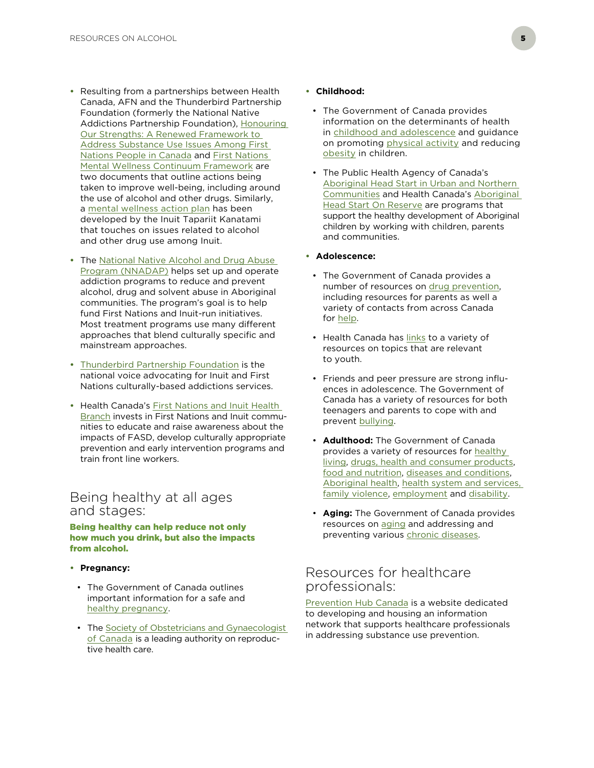- Resulting from a partnerships between Health Canada, AFN and the Thunderbird Partnership Foundation (formerly the National Native Addictions Partnership Foundation), Honouring Our Strengths: A Renewed Framework to Address Substance Use Issues Among First Nations People in Canada and First Nations Mental Wellness Continuum Framework are two documents that outline actions being taken to improve well-being, including around the use of alcohol and other drugs. Similarly, a mental wellness action plan has been developed by the Inuit Tapariit Kanatami that touches on issues related to alcohol and other drug use among Inuit.

- The National Native Alcohol and Drug Abuse Program (NNADAP) helps set up and operate addiction programs to reduce and prevent alcohol, drug and solvent abuse in Aboriginal communities. The program's goal is to help fund First Nations and Inuit-run initiatives. Most treatment programs use many different approaches that blend culturally specific and mainstream approaches.

- Thunderbird Partnership Foundation is the national voice advocating for Inuit and First Nations culturally-based addictions services.

- Health Canada's First Nations and Inuit Health Branch invests in First Nations and Inuit communities to educate and raise awareness about the impacts of FASD, develop culturally appropriate prevention and early intervention programs and train front line workers.

## Being healthy at all ages and stages:

**Being healthy can help reduce not only how much you drink, but also the impacts from alcohol.**

- **Pregnancy:**
  - The Government of Canada outlines important information for a safe and healthy pregnancy.
  - The Society of Obstetricians and Gynaecologist of Canada is a leading authority on reproductive health care.

- **Childhood:**
  - The Government of Canada provides information on the determinants of health in childhood and adolescence and guidance on promoting physical activity and reducing obesity in children.
  - The Public Health Agency of Canada's Aboriginal Head Start in Urban and Northern Communities and Health Canada's Aboriginal Head Start On Reserve are programs that support the healthy development of Aboriginal children by working with children, parents and communities.

- **Adolescence:**
  - The Government of Canada provides a number of resources on drug prevention, including resources for parents as well a variety of contacts from across Canada for help.
  - Health Canada has links to a variety of resources on topics that are relevant to youth.
  - Friends and peer pressure are strong influences in adolescence. The Government of Canada has a variety of resources for both teenagers and parents to cope with and prevent bullying.
  - **Adulthood:** The Government of Canada provides a variety of resources for healthy living, drugs, health and consumer products, food and nutrition, diseases and conditions, Aboriginal health, health system and services, family violence, employment and disability.
  - **Aging:** The Government of Canada provides resources on aging and addressing and preventing various chronic diseases.

## Resources for healthcare professionals:

Prevention Hub Canada is a website dedicated to developing and housing an information network that supports healthcare professionals in addressing substance use prevention.